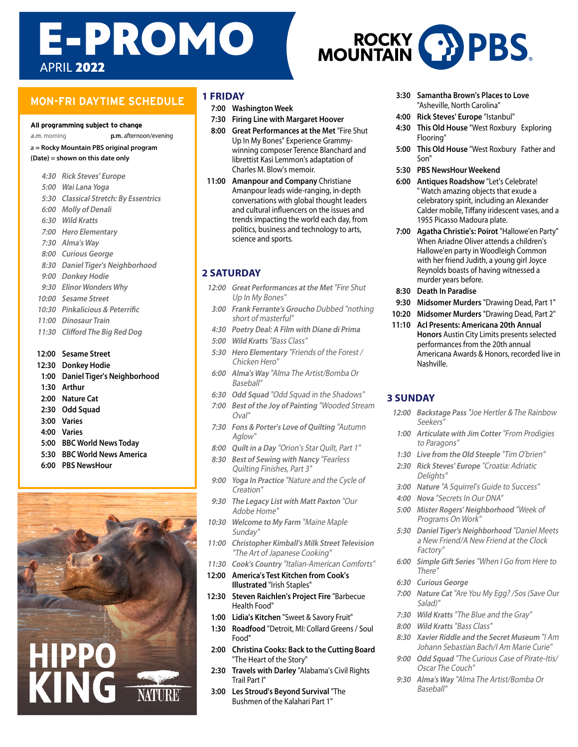# E-PROMO

APRIL **2022**

ROCKY MOUNTAIN PBS

## MON-FRI DAYTIME SCHEDULE

**All programming subject to change**

*a.m.* morning **p.m.** afternoon/evening

a = **Rocky Mountain PBS original program**

**(Date) = shown on this date only**

- *4:30 Rick Steves' Europe*
- *5:00 Wai Lana Yoga*
- *5:30 Classical Stretch: By Essentrics*
- *6:00 Molly of Denali*
- *6:30 Wild Kratts*
- *7:00 Hero Elementary*
- *7:30 Alma's Way*
- *8:00 Curious George*
- *8:30 Daniel Tiger's Neighborhood*
- *9:00 Donkey Hodie*
- *9:30 Elinor Wonders Why*
- *10:00 Sesame Street*
- *10:30 Pinkalicious & Peterrific*
- *11:00 Dinosaur Train*
- *11:30 Clifford The Big Red Dog*

- **12:00 Sesame Street**
- **12:30 Donkey Hodie**
- **1:00 Daniel Tiger's Neighborhood**
- **1:30 Arthur**
- **2:00 Nature Cat**
- **2:30 Odd Squad**
- **3:00 Varies**
- **4:00 Varies**
- **5:00 BBC World News Today**
- **5:30 BBC World News America**
- **6:00 PBS NewsHour**

HIPPO KING

NATURE

## 1 FRIDAY

- **7:00 Washington Week**
- **7:30 Firing Line with Margaret Hoover**
- **8:00 Great Performances at the Met** "Fire Shut Up In My Bones" Experience Grammy-winning composer Terence Blanchard and librettist Kasi Lemmon's adaptation of Charles M. Blow's memoir.
- **11:00 Amanpour and Company** Christiane Amanpour leads wide-ranging, in-depth conversations with global thought leaders and cultural influencers on the issues and trends impacting the world each day, from politics, business and technology to arts, science and sports.

## 2 SATURDAY

- *12:00 Great Performances at the Met "Fire Shut Up In My Bones"*
- *3:00 Frank Ferrante's Groucho Dubbed "nothing short of masterful"*
- *4:30 Poetry Deal: A Film with Diane di Prima*
- *5:00 Wild Kratts "Bass Class"*
- *5:30 Hero Elementary "Friends of the Forest / Chicken Hero"*
- *6:00 Alma's Way "Alma The Artist/Bomba Or Baseball"*
- *6:30 Odd Squad "Odd Squad in the Shadows"*
- *7:00 Best of the Joy of Painting "Wooded Stream Oval"*
- *7:30 Fons & Porter's Love of Quilting "Autumn Aglow"*
- *8:00 Quilt in a Day "Orion's Star Quilt, Part 1"*
- *8:30 Best of Sewing with Nancy "Fearless Quilting Finishes, Part 3"*
- *9:00 Yoga In Practice "Nature and the Cycle of Creation"*
- *9:30 The Legacy List with Matt Paxton "Our Adobe Home"*
- *10:30 Welcome to My Farm "Maine Maple Sunday"*
- *11:00 Christopher Kimball's Milk Street Television "The Art of Japanese Cooking"*
- *11:30 Cook's Country "Italian-American Comforts"*
- **12:00 America's Test Kitchen from Cook's Illustrated** "Irish Staples"
- **12:30 Steven Raichlen's Project Fire** "Barbecue Health Food"
- **1:00 Lidia's Kitchen** "Sweet & Savory Fruit"
- **1:30 Roadfood** "Detroit, MI: Collard Greens / Soul Food"
- **2:00 Christina Cooks: Back to the Cutting Board** "The Heart of the Story"
- **2:30 Travels with Darley** "Alabama's Civil Rights Trail Part I"
- **3:00 Les Stroud's Beyond Survival** "The Bushmen of the Kalahari Part 1"
- **3:30 Samantha Brown's Places to Love** "Asheville, North Carolina"
- **4:00 Rick Steves' Europe** "Istanbul"
- **4:30 This Old House** "West Roxbury Exploring Flooring"
- **5:00 This Old House** "West Roxbury Father and Son"
- **5:30 PBS NewsHour Weekend**
- **6:00 Antiques Roadshow** "Let's Celebrate! " Watch amazing objects that exude a celebratory spirit, including an Alexander Calder mobile, Tiffany iridescent vases, and a 1955 Picasso Madoura plate.
- **7:00 Agatha Christie's: Poirot** "Hallowe'en Party" When Ariadne Oliver attends a children's Hallowe'en party in Woodleigh Common with her friend Judith, a young girl Joyce Reynolds boasts of having witnessed a murder years before.
- **8:30 Death In Paradise**
- **9:30 Midsomer Murders** "Drawing Dead, Part 1"
- **10:20 Midsomer Murders** "Drawing Dead, Part 2"
- **11:10 Acl Presents: Americana 20th Annual Honors** Austin City Limits presents selected performances from the 20th annual Americana Awards & Honors, recorded live in Nashville.

## 3 SUNDAY

- *12:00 Backstage Pass "Joe Hertler & The Rainbow Seekers"*
- *1:00 Articulate with Jim Cotter "From Prodigies to Paragons"*
- *1:30 Live from the Old Steeple "Tim O'brien"*
- *2:30 Rick Steves' Europe "Croatia: Adriatic Delights"*
- *3:00 Nature "A Squirrel's Guide to Success"*
- *4:00 Nova "Secrets In Our DNA"*
- *5:00 Mister Rogers' Neighborhood "Week of Programs On Work"*
- *5:30 Daniel Tiger's Neighborhood "Daniel Meets a New Friend/A New Friend at the Clock Factory"*
- *6:00 Simple Gift Series "When I Go from Here to There"*
- *6:30 Curious George*
- *7:00 Nature Cat "Are You My Egg? /Sos (Save Our Salad)"*
- *7:30 Wild Kratts "The Blue and the Gray"*
- *8:00 Wild Kratts "Bass Class"*
- *8:30 Xavier Riddle and the Secret Museum "I Am Johann Sebastian Bach/I Am Marie Curie"*
- *9:00 Odd Squad "The Curious Case of Pirate-Itis/ Oscar The Couch"*
- *9:30 Alma's Way "Alma The Artist/Bomba Or Baseball"*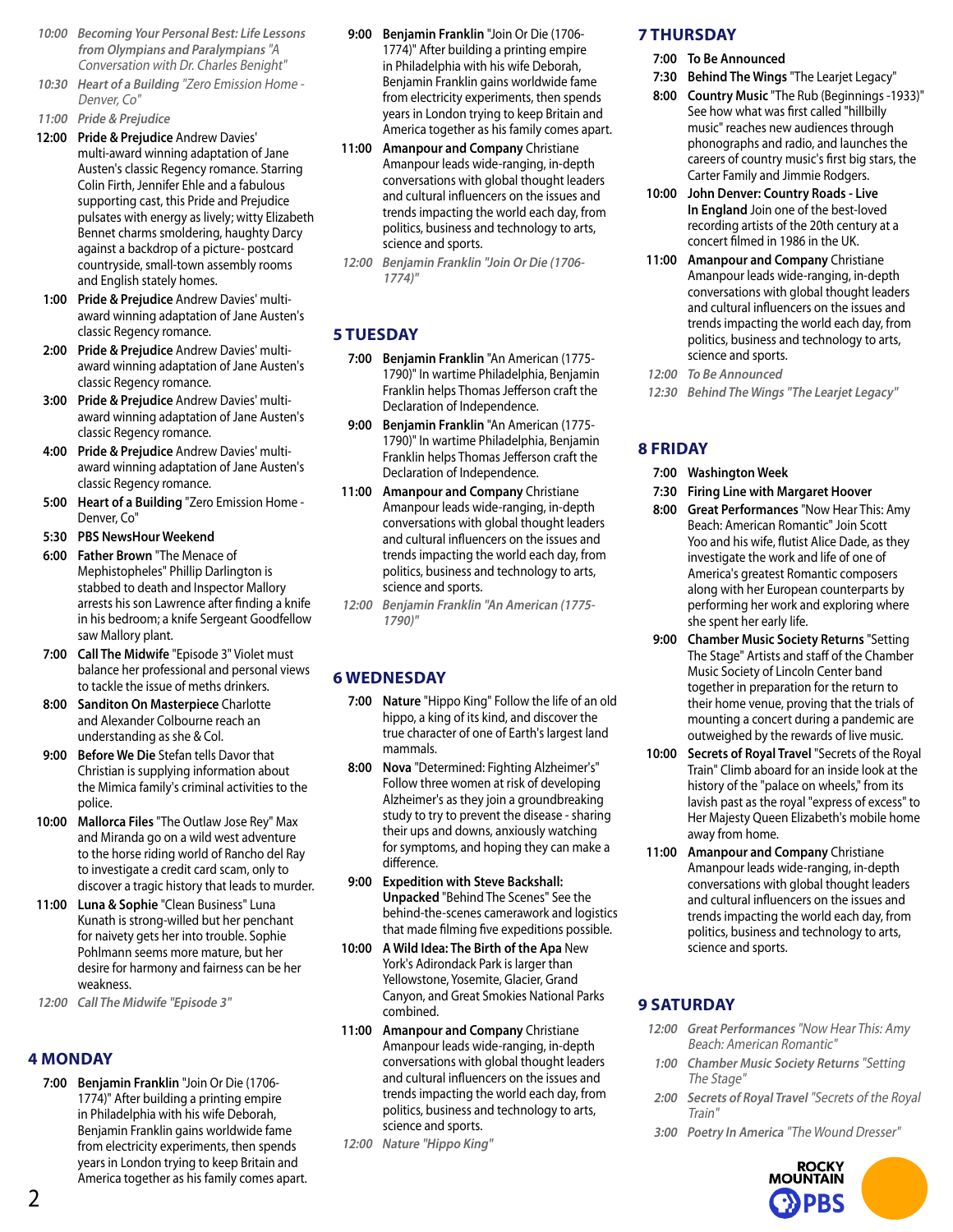*10:00* ***Becoming Your Personal Best: Life Lessons from Olympians and Paralympians*** *"A Conversation with Dr. Charles Benight"*

*10:30* ***Heart of a Building*** *"Zero Emission Home - Denver, Co"*

*11:00* ***Pride & Prejudice***

**12:00** **Pride & Prejudice** Andrew Davies' multi-award winning adaptation of Jane Austen's classic Regency romance. Starring Colin Firth, Jennifer Ehle and a fabulous supporting cast, this Pride and Prejudice pulsates with energy as lively; witty Elizabeth Bennet charms smoldering, haughty Darcy against a backdrop of a picture- postcard countryside, small-town assembly rooms and English stately homes.

**1:00** **Pride & Prejudice** Andrew Davies' multi-award winning adaptation of Jane Austen's classic Regency romance.

**2:00** **Pride & Prejudice** Andrew Davies' multi-award winning adaptation of Jane Austen's classic Regency romance.

**3:00** **Pride & Prejudice** Andrew Davies' multi-award winning adaptation of Jane Austen's classic Regency romance.

**4:00** **Pride & Prejudice** Andrew Davies' multi-award winning adaptation of Jane Austen's classic Regency romance.

**5:00** **Heart of a Building** "Zero Emission Home - Denver, Co"

**5:30** **PBS NewsHour Weekend**

**6:00** **Father Brown** "The Menace of Mephistopheles" Phillip Darlington is stabbed to death and Inspector Mallory arrests his son Lawrence after finding a knife in his bedroom; a knife Sergeant Goodfellow saw Mallory plant.

**7:00** **Call The Midwife** "Episode 3" Violet must balance her professional and personal views to tackle the issue of meths drinkers.

**8:00** **Sanditon On Masterpiece** Charlotte and Alexander Colbourne reach an understanding as she & Col.

**9:00** **Before We Die** Stefan tells Davor that Christian is supplying information about the Mimica family's criminal activities to the police.

**10:00** **Mallorca Files** "The Outlaw Jose Rey" Max and Miranda go on a wild west adventure to the horse riding world of Rancho del Ray to investigate a credit card scam, only to discover a tragic history that leads to murder.

**11:00** **Luna & Sophie** "Clean Business" Luna Kunath is strong-willed but her penchant for naivety gets her into trouble. Sophie Pohlmann seems more mature, but her desire for harmony and fairness can be her weakness.

*12:00* ***Call The Midwife*** *"Episode 3"*

## 4 MONDAY

**7:00** **Benjamin Franklin** "Join Or Die (1706-1774)" After building a printing empire in Philadelphia with his wife Deborah, Benjamin Franklin gains worldwide fame from electricity experiments, then spends years in London trying to keep Britain and America together as his family comes apart.

**9:00** **Benjamin Franklin** "Join Or Die (1706-1774)" After building a printing empire in Philadelphia with his wife Deborah, Benjamin Franklin gains worldwide fame from electricity experiments, then spends years in London trying to keep Britain and America together as his family comes apart.

**11:00** **Amanpour and Company** Christiane Amanpour leads wide-ranging, in-depth conversations with global thought leaders and cultural influencers on the issues and trends impacting the world each day, from politics, business and technology to arts, science and sports.

*12:00* ***Benjamin Franklin*** *"Join Or Die (1706-1774)"*

## 5 TUESDAY

**7:00** **Benjamin Franklin** "An American (1775-1790)" In wartime Philadelphia, Benjamin Franklin helps Thomas Jefferson craft the Declaration of Independence.

**9:00** **Benjamin Franklin** "An American (1775-1790)" In wartime Philadelphia, Benjamin Franklin helps Thomas Jefferson craft the Declaration of Independence.

**11:00** **Amanpour and Company** Christiane Amanpour leads wide-ranging, in-depth conversations with global thought leaders and cultural influencers on the issues and trends impacting the world each day, from politics, business and technology to arts, science and sports.

*12:00* ***Benjamin Franklin*** *"An American (1775-1790)"*

## 6 WEDNESDAY

**7:00** **Nature** "Hippo King" Follow the life of an old hippo, a king of its kind, and discover the true character of one of Earth's largest land mammals.

**8:00** **Nova** "Determined: Fighting Alzheimer's" Follow three women at risk of developing Alzheimer's as they join a groundbreaking study to try to prevent the disease - sharing their ups and downs, anxiously watching for symptoms, and hoping they can make a difference.

**9:00** **Expedition with Steve Backshall: Unpacked** "Behind The Scenes" See the behind-the-scenes camerawork and logistics that made filming five expeditions possible.

**10:00** **A Wild Idea: The Birth of the Apa** New York's Adirondack Park is larger than Yellowstone, Yosemite, Glacier, Grand Canyon, and Great Smokies National Parks combined.

**11:00** **Amanpour and Company** Christiane Amanpour leads wide-ranging, in-depth conversations with global thought leaders and cultural influencers on the issues and trends impacting the world each day, from politics, business and technology to arts, science and sports.

*12:00* ***Nature*** *"Hippo King"*

## 7 THURSDAY

**7:00** **To Be Announced**

**7:30** **Behind The Wings** "The Learjet Legacy"

**8:00** **Country Music** "The Rub (Beginnings -1933)" See how what was first called "hillbilly music" reaches new audiences through phonographs and radio, and launches the careers of country music's first big stars, the Carter Family and Jimmie Rodgers.

**10:00** **John Denver: Country Roads - Live In England** Join one of the best-loved recording artists of the 20th century at a concert filmed in 1986 in the UK.

**11:00** **Amanpour and Company** Christiane Amanpour leads wide-ranging, in-depth conversations with global thought leaders and cultural influencers on the issues and trends impacting the world each day, from politics, business and technology to arts, science and sports.

*12:00* ***To Be Announced***

*12:30* ***Behind The Wings*** *"The Learjet Legacy"*

## 8 FRIDAY

**7:00** **Washington Week**

**7:30** **Firing Line with Margaret Hoover**

**8:00** **Great Performances** "Now Hear This: Amy Beach: American Romantic" Join Scott Yoo and his wife, flutist Alice Dade, as they investigate the work and life of one of America's greatest Romantic composers along with her European counterparts by performing her work and exploring where she spent her early life.

**9:00** **Chamber Music Society Returns** "Setting The Stage" Artists and staff of the Chamber Music Society of Lincoln Center band together in preparation for the return to their home venue, proving that the trials of mounting a concert during a pandemic are outweighed by the rewards of live music.

**10:00** **Secrets of Royal Travel** "Secrets of the Royal Train" Climb aboard for an inside look at the history of the "palace on wheels," from its lavish past as the royal "express of excess" to Her Majesty Queen Elizabeth's mobile home away from home.

**11:00** **Amanpour and Company** Christiane Amanpour leads wide-ranging, in-depth conversations with global thought leaders and cultural influencers on the issues and trends impacting the world each day, from politics, business and technology to arts, science and sports.

## 9 SATURDAY

*12:00* ***Great Performances*** *"Now Hear This: Amy Beach: American Romantic"*

*1:00* ***Chamber Music Society Returns*** *"Setting The Stage"*

*2:00* ***Secrets of Royal Travel*** *"Secrets of the Royal Train"*

*3:00* ***Poetry In America*** *"The Wound Dresser"*

ROCKY MOUNTAIN PBS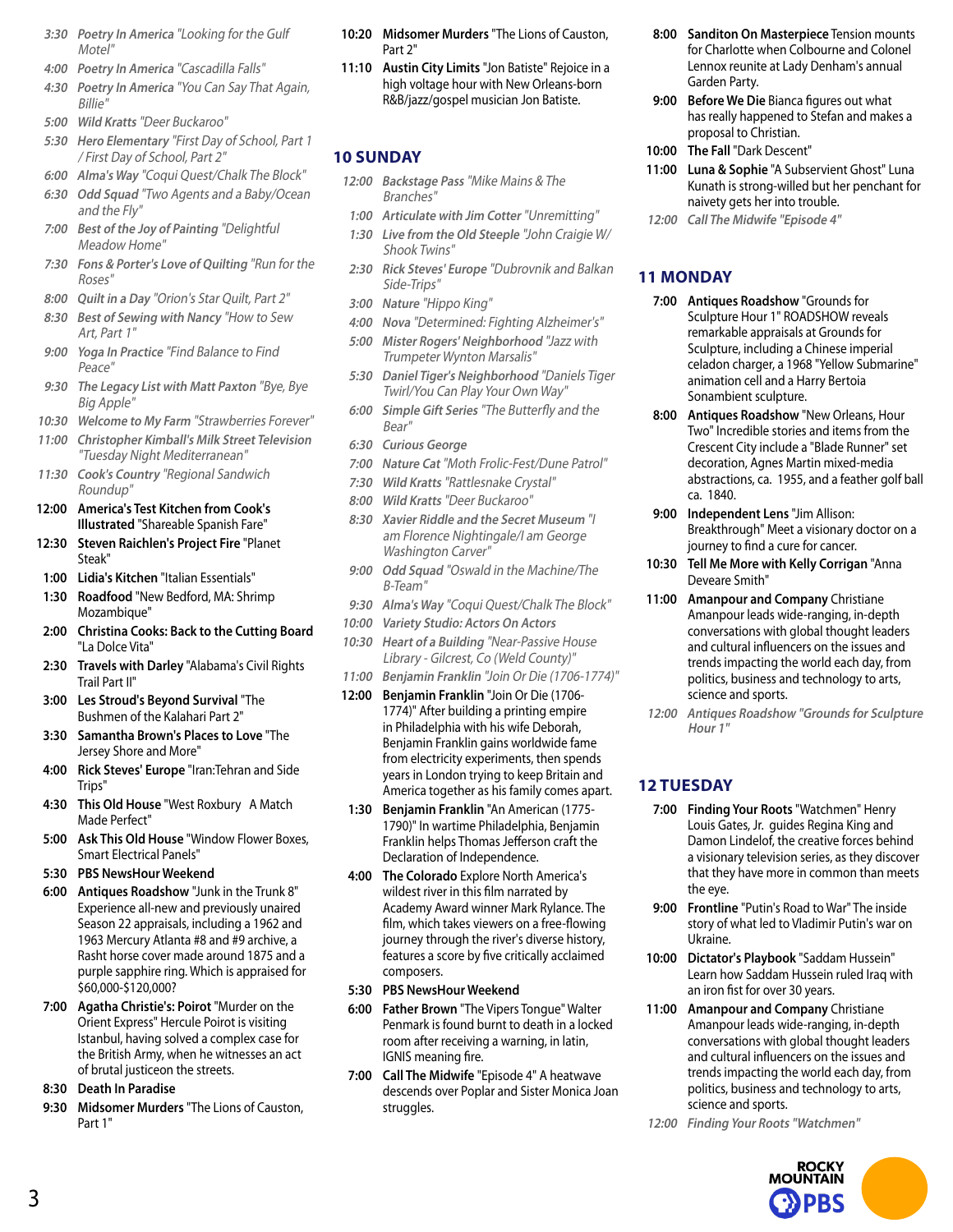*3:30* ***Poetry In America*** *"Looking for the Gulf Motel"*

*4:00* ***Poetry In America*** *"Cascadilla Falls"*

*4:30* ***Poetry In America*** *"You Can Say That Again, Billie"*

*5:00* ***Wild Kratts*** *"Deer Buckaroo"*

*5:30* ***Hero Elementary*** *"First Day of School, Part 1 / First Day of School, Part 2"*

*6:00* ***Alma's Way*** *"Coqui Quest/Chalk The Block"*

*6:30* ***Odd Squad*** *"Two Agents and a Baby/Ocean and the Fly"*

*7:00* ***Best of the Joy of Painting*** *"Delightful Meadow Home"*

*7:30* ***Fons & Porter's Love of Quilting*** *"Run for the Roses"*

*8:00* ***Quilt in a Day*** *"Orion's Star Quilt, Part 2"*

*8:30* ***Best of Sewing with Nancy*** *"How to Sew Art, Part 1"*

*9:00* ***Yoga In Practice*** *"Find Balance to Find Peace"*

*9:30* ***The Legacy List with Matt Paxton*** *"Bye, Bye Big Apple"*

*10:30* ***Welcome to My Farm*** *"Strawberries Forever"*

*11:00* ***Christopher Kimball's Milk Street Television*** *"Tuesday Night Mediterranean"*

*11:30* ***Cook's Country*** *"Regional Sandwich Roundup"*

**12:00** **America's Test Kitchen from Cook's Illustrated** "Shareable Spanish Fare"

**12:30** **Steven Raichlen's Project Fire** "Planet Steak"

**1:00** **Lidia's Kitchen** "Italian Essentials"

**1:30** **Roadfood** "New Bedford, MA: Shrimp Mozambique"

**2:00** **Christina Cooks: Back to the Cutting Board** "La Dolce Vita"

**2:30** **Travels with Darley** "Alabama's Civil Rights Trail Part II"

**3:00** **Les Stroud's Beyond Survival** "The Bushmen of the Kalahari Part 2"

**3:30** **Samantha Brown's Places to Love** "The Jersey Shore and More"

**4:00** **Rick Steves' Europe** "Iran:Tehran and Side Trips"

**4:30** **This Old House** "West Roxbury A Match Made Perfect"

**5:00** **Ask This Old House** "Window Flower Boxes, Smart Electrical Panels"

**5:30** **PBS NewsHour Weekend**

**6:00** **Antiques Roadshow** "Junk in the Trunk 8" Experience all-new and previously unaired Season 22 appraisals, including a 1962 and 1963 Mercury Atlanta #8 and #9 archive, a Rasht horse cover made around 1875 and a purple sapphire ring. Which is appraised for $60,000-$120,000?

**7:00** **Agatha Christie's: Poirot** "Murder on the Orient Express" Hercule Poirot is visiting Istanbul, having solved a complex case for the British Army, when he witnesses an act of brutal justiceon the streets.

**8:30** **Death In Paradise**

**9:30** **Midsomer Murders** "The Lions of Causton, Part 1"

**10:20** **Midsomer Murders** "The Lions of Causton, Part 2"

**11:10** **Austin City Limits** "Jon Batiste" Rejoice in a high voltage hour with New Orleans-born R&B/jazz/gospel musician Jon Batiste.

## 10 SUNDAY

*12:00* ***Backstage Pass*** *"Mike Mains & The Branches"*

*1:00* ***Articulate with Jim Cotter*** *"Unremitting"*

*1:30* ***Live from the Old Steeple*** *"John Craigie W/ Shook Twins"*

*2:30* ***Rick Steves' Europe*** *"Dubrovnik and Balkan Side-Trips"*

*3:00* ***Nature*** *"Hippo King"*

*4:00* ***Nova*** *"Determined: Fighting Alzheimer's"*

*5:00* ***Mister Rogers' Neighborhood*** *"Jazz with Trumpeter Wynton Marsalis"*

*5:30* ***Daniel Tiger's Neighborhood*** *"Daniels Tiger Twirl/You Can Play Your Own Way"*

*6:00* ***Simple Gift Series*** *"The Butterfly and the Bear"*

*6:30* ***Curious George***

*7:00* ***Nature Cat*** *"Moth Frolic-Fest/Dune Patrol"*

*7:30* ***Wild Kratts*** *"Rattlesnake Crystal"*

*8:00* ***Wild Kratts*** *"Deer Buckaroo"*

*8:30* ***Xavier Riddle and the Secret Museum*** *"I am Florence Nightingale/I am George Washington Carver"*

*9:00* ***Odd Squad*** *"Oswald in the Machine/The B-Team"*

*9:30* ***Alma's Way*** *"Coqui Quest/Chalk The Block"*

*10:00* ***Variety Studio: Actors On Actors***

*10:30* ***Heart of a Building*** *"Near-Passive House Library - Gilcrest, Co (Weld County)"*

*11:00* ***Benjamin Franklin*** *"Join Or Die (1706-1774)"*

**12:00** **Benjamin Franklin** "Join Or Die (1706-1774)" After building a printing empire in Philadelphia with his wife Deborah, Benjamin Franklin gains worldwide fame from electricity experiments, then spends years in London trying to keep Britain and America together as his family comes apart.

**1:30** **Benjamin Franklin** "An American (1775-1790)" In wartime Philadelphia, Benjamin Franklin helps Thomas Jefferson craft the Declaration of Independence.

**4:00** **The Colorado** Explore North America's wildest river in this film narrated by Academy Award winner Mark Rylance. The film, which takes viewers on a free-flowing journey through the river's diverse history, features a score by five critically acclaimed composers.

**5:30** **PBS NewsHour Weekend**

**6:00** **Father Brown** "The Vipers Tongue" Walter Penmark is found burnt to death in a locked room after receiving a warning, in latin, IGNIS meaning fire.

**7:00** **Call The Midwife** "Episode 4" A heatwave descends over Poplar and Sister Monica Joan struggles.

**8:00** **Sanditon On Masterpiece** Tension mounts for Charlotte when Colbourne and Colonel Lennox reunite at Lady Denham's annual Garden Party.

**9:00** **Before We Die** Bianca figures out what has really happened to Stefan and makes a proposal to Christian.

**10:00** **The Fall** "Dark Descent"

**11:00** **Luna & Sophie** "A Subservient Ghost" Luna Kunath is strong-willed but her penchant for naivety gets her into trouble.

*12:00* ***Call The Midwife*** *"Episode 4"*

## 11 MONDAY

**7:00** **Antiques Roadshow** "Grounds for Sculpture Hour 1" ROADSHOW reveals remarkable appraisals at Grounds for Sculpture, including a Chinese imperial celadon charger, a 1968 "Yellow Submarine" animation cell and a Harry Bertoia Sonambient sculpture.

**8:00** **Antiques Roadshow** "New Orleans, Hour Two" Incredible stories and items from the Crescent City include a "Blade Runner" set decoration, Agnes Martin mixed-media abstractions, ca. 1955, and a feather golf ball ca. 1840.

**9:00** **Independent Lens** "Jim Allison: Breakthrough" Meet a visionary doctor on a journey to find a cure for cancer.

**10:30** **Tell Me More with Kelly Corrigan** "Anna Deveare Smith"

**11:00** **Amanpour and Company** Christiane Amanpour leads wide-ranging, in-depth conversations with global thought leaders and cultural influencers on the issues and trends impacting the world each day, from politics, business and technology to arts, science and sports.

*12:00* ***Antiques Roadshow*** *"Grounds for Sculpture Hour 1"*

## 12 TUESDAY

**7:00** **Finding Your Roots** "Watchmen" Henry Louis Gates, Jr. guides Regina King and Damon Lindelof, the creative forces behind a visionary television series, as they discover that they have more in common than meets the eye.

**9:00** **Frontline** "Putin's Road to War" The inside story of what led to Vladimir Putin's war on Ukraine.

**10:00** **Dictator's Playbook** "Saddam Hussein" Learn how Saddam Hussein ruled Iraq with an iron fist for over 30 years.

**11:00** **Amanpour and Company** Christiane Amanpour leads wide-ranging, in-depth conversations with global thought leaders and cultural influencers on the issues and trends impacting the world each day, from politics, business and technology to arts, science and sports.

*12:00* ***Finding Your Roots*** *"Watchmen"*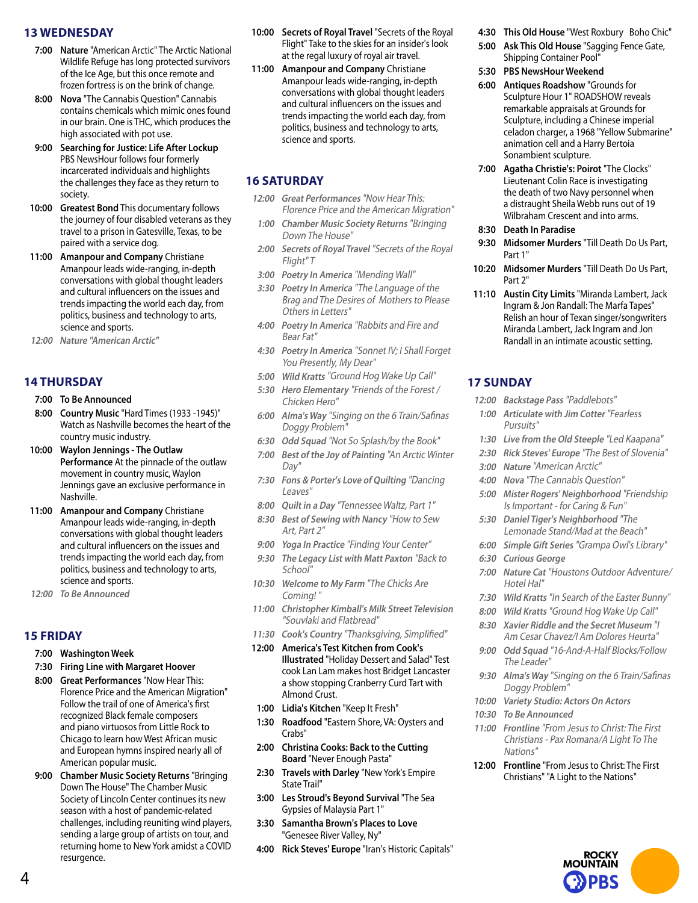## 13 WEDNESDAY

**7:00 Nature** "American Arctic" The Arctic National Wildlife Refuge has long protected survivors of the Ice Age, but this once remote and frozen fortress is on the brink of change.

**8:00 Nova** "The Cannabis Question" Cannabis contains chemicals which mimic ones found in our brain. One is THC, which produces the high associated with pot use.

**9:00 Searching for Justice: Life After Lockup** PBS NewsHour follows four formerly incarcerated individuals and highlights the challenges they face as they return to society.

**10:00 Greatest Bond** This documentary follows the journey of four disabled veterans as they travel to a prison in Gatesville, Texas, to be paired with a service dog.

**11:00 Amanpour and Company** Christiane Amanpour leads wide-ranging, in-depth conversations with global thought leaders and cultural influencers on the issues and trends impacting the world each day, from politics, business and technology to arts, science and sports.

*12:00 **Nature** "American Arctic"*

## 14 THURSDAY

**7:00 To Be Announced**

**8:00 Country Music** "Hard Times (1933 -1945)" Watch as Nashville becomes the heart of the country music industry.

**10:00 Waylon Jennings - The Outlaw Performance** At the pinnacle of the outlaw movement in country music, Waylon Jennings gave an exclusive performance in Nashville.

**11:00 Amanpour and Company** Christiane Amanpour leads wide-ranging, in-depth conversations with global thought leaders and cultural influencers on the issues and trends impacting the world each day, from politics, business and technology to arts, science and sports.

*12:00 **To Be Announced***

## 15 FRIDAY

**7:00 Washington Week**

**7:30 Firing Line with Margaret Hoover**

**8:00 Great Performances** "Now Hear This: Florence Price and the American Migration" Follow the trail of one of America's first recognized Black female composers and piano virtuosos from Little Rock to Chicago to learn how West African music and European hymns inspired nearly all of American popular music.

**9:00 Chamber Music Society Returns** "Bringing Down The House" The Chamber Music Society of Lincoln Center continues its new season with a host of pandemic-related challenges, including reuniting wind players, sending a large group of artists on tour, and returning home to New York amidst a COVID resurgence.

**10:00 Secrets of Royal Travel** "Secrets of the Royal Flight" Take to the skies for an insider's look at the regal luxury of royal air travel.

**11:00 Amanpour and Company** Christiane Amanpour leads wide-ranging, in-depth conversations with global thought leaders and cultural influencers on the issues and trends impacting the world each day, from politics, business and technology to arts, science and sports.

## 16 SATURDAY

*12:00 **Great Performances** "Now Hear This: Florence Price and the American Migration"*

*1:00 **Chamber Music Society Returns** "Bringing Down The House"*

*2:00 **Secrets of Royal Travel** "Secrets of the Royal Flight" T*

*3:00 **Poetry In America** "Mending Wall"*

*3:30 **Poetry In America** "The Language of the Brag and The Desires of Mothers to Please Others in Letters"*

*4:00 **Poetry In America** "Rabbits and Fire and Bear Fat"*

*4:30 **Poetry In America** "Sonnet IV; I Shall Forget You Presently, My Dear"*

*5:00 **Wild Kratts** "Ground Hog Wake Up Call"*

*5:30 **Hero Elementary** "Friends of the Forest / Chicken Hero"*

*6:00 **Alma's Way** "Singing on the 6 Train/Safinas Doggy Problem"*

*6:30 **Odd Squad** "Not So Splash/by the Book"*

*7:00 **Best of the Joy of Painting** "An Arctic Winter Day"*

*7:30 **Fons & Porter's Love of Quilting** "Dancing Leaves"*

*8:00 **Quilt in a Day** "Tennessee Waltz, Part 1"*

*8:30 **Best of Sewing with Nancy** "How to Sew Art, Part 2"*

*9:00 **Yoga In Practice** "Finding Your Center"*

*9:30 **The Legacy List with Matt Paxton** "Back to School"*

*10:30 **Welcome to My Farm** "The Chicks Are Coming! "*

*11:00 **Christopher Kimball's Milk Street Television** "Souvlaki and Flatbread"*

*11:30 **Cook's Country** "Thanksgiving, Simplified"*

**12:00 America's Test Kitchen from Cook's Illustrated** "Holiday Dessert and Salad" Test cook Lan Lam makes host Bridget Lancaster a show stopping Cranberry Curd Tart with Almond Crust.

**1:00 Lidia's Kitchen** "Keep It Fresh"

**1:30 Roadfood** "Eastern Shore, VA: Oysters and Crabs"

**2:00 Christina Cooks: Back to the Cutting Board** "Never Enough Pasta"

**2:30 Travels with Darley** "New York's Empire State Trail"

**3:00 Les Stroud's Beyond Survival** "The Sea Gypsies of Malaysia Part 1"

**3:30 Samantha Brown's Places to Love** "Genesee River Valley, Ny"

**4:00 Rick Steves' Europe** "Iran's Historic Capitals"

**4:30 This Old House** "West Roxbury Boho Chic"

**5:00 Ask This Old House** "Sagging Fence Gate, Shipping Container Pool"

**5:30 PBS NewsHour Weekend**

**6:00 Antiques Roadshow** "Grounds for Sculpture Hour 1" ROADSHOW reveals remarkable appraisals at Grounds for Sculpture, including a Chinese imperial celadon charger, a 1968 "Yellow Submarine" animation cell and a Harry Bertoia Sonambient sculpture.

**7:00 Agatha Christie's: Poirot** "The Clocks" Lieutenant Colin Race is investigating the death of two Navy personnel when a distraught Sheila Webb runs out of 19 Wilbraham Crescent and into arms.

**8:30 Death In Paradise**

**9:30 Midsomer Murders** "Till Death Do Us Part, Part 1"

**10:20 Midsomer Murders** "Till Death Do Us Part, Part 2"

**11:10 Austin City Limits** "Miranda Lambert, Jack Ingram & Jon Randall: The Marfa Tapes" Relish an hour of Texan singer/songwriters Miranda Lambert, Jack Ingram and Jon Randall in an intimate acoustic setting.

## 17 SUNDAY

*12:00 **Backstage Pass** "Paddlebots"*

*1:00 **Articulate with Jim Cotter** "Fearless Pursuits"*

*1:30 **Live from the Old Steeple** "Led Kaapana"*

*2:30 **Rick Steves' Europe** "The Best of Slovenia"*

*3:00 **Nature** "American Arctic"*

*4:00 **Nova** "The Cannabis Question"*

*5:00 **Mister Rogers' Neighborhood** "Friendship Is Important - for Caring & Fun"*

*5:30 **Daniel Tiger's Neighborhood** "The Lemonade Stand/Mad at the Beach"*

*6:00 **Simple Gift Series** "Grampa Owl's Library"*

*6:30 **Curious George***

*7:00 **Nature Cat** "Houstons Outdoor Adventure/ Hotel Hal"*

*7:30 **Wild Kratts** "In Search of the Easter Bunny"*

*8:00 **Wild Kratts** "Ground Hog Wake Up Call"*

*8:30 **Xavier Riddle and the Secret Museum** "I Am Cesar Chavez/I Am Dolores Heurta"*

*9:00 **Odd Squad** "16-And-A-Half Blocks/Follow The Leader"*

*9:30 **Alma's Way** "Singing on the 6 Train/Safinas Doggy Problem"*

*10:00 **Variety Studio: Actors On Actors***

*10:30 **To Be Announced***

*11:00 **Frontline** "From Jesus to Christ: The First Christians - Pax Romana/A Light To The Nations"*

**12:00 Frontline** "From Jesus to Christ: The First Christians" "A Light to the Nations"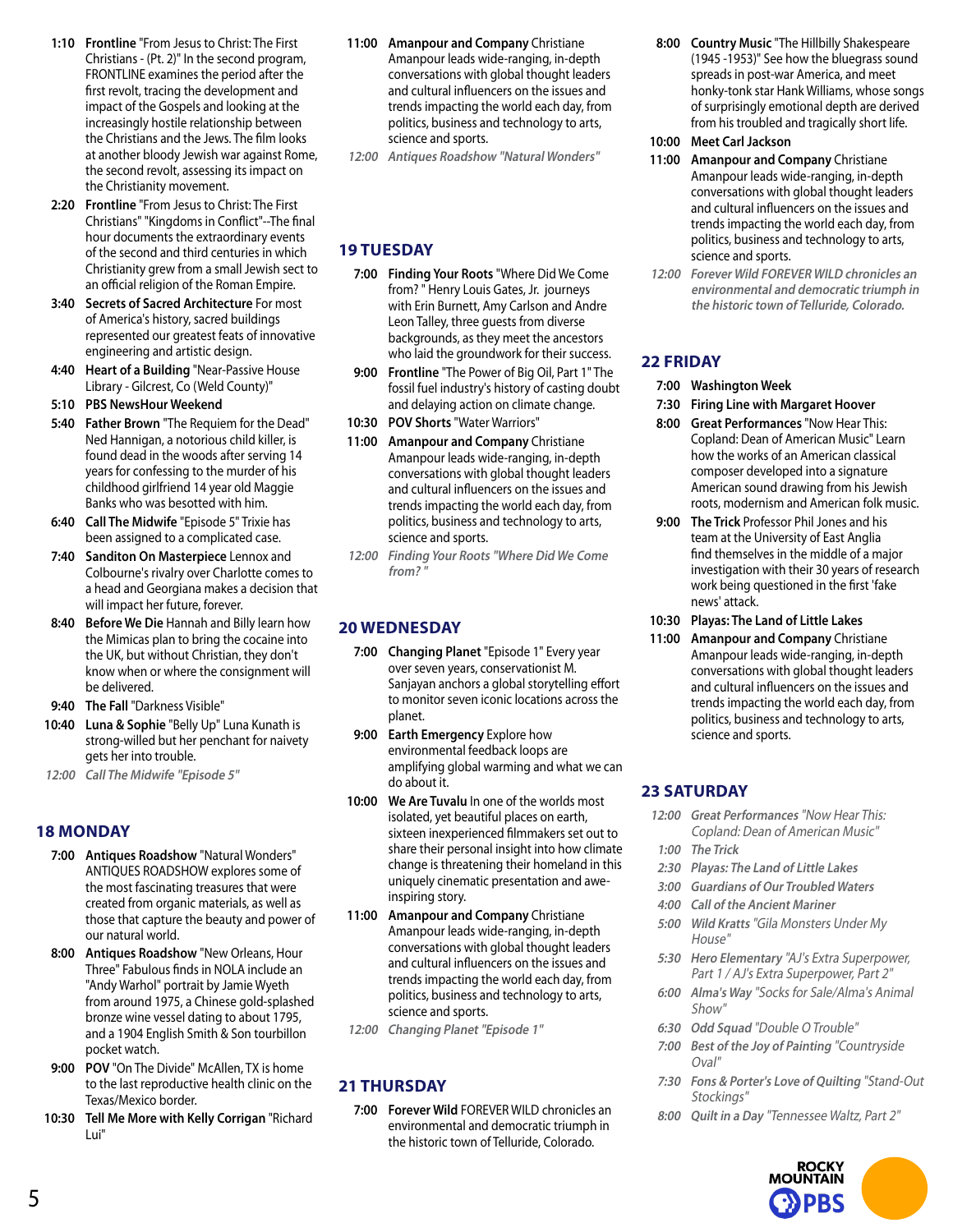**1:10** **Frontline** "From Jesus to Christ: The First Christians - (Pt. 2)" In the second program, FRONTLINE examines the period after the first revolt, tracing the development and impact of the Gospels and looking at the increasingly hostile relationship between the Christians and the Jews. The film looks at another bloody Jewish war against Rome, the second revolt, assessing its impact on the Christianity movement.

**2:20** **Frontline** "From Jesus to Christ: The First Christians" "Kingdoms in Conflict"--The final hour documents the extraordinary events of the second and third centuries in which Christianity grew from a small Jewish sect to an official religion of the Roman Empire.

**3:40** **Secrets of Sacred Architecture** For most of America's history, sacred buildings represented our greatest feats of innovative engineering and artistic design.

**4:40** **Heart of a Building** "Near-Passive House Library - Gilcrest, Co (Weld County)"

**5:10** **PBS NewsHour Weekend**

**5:40** **Father Brown** "The Requiem for the Dead" Ned Hannigan, a notorious child killer, is found dead in the woods after serving 14 years for confessing to the murder of his childhood girlfriend 14 year old Maggie Banks who was besotted with him.

**6:40** **Call The Midwife** "Episode 5" Trixie has been assigned to a complicated case.

**7:40** **Sanditon On Masterpiece** Lennox and Colbourne's rivalry over Charlotte comes to a head and Georgiana makes a decision that will impact her future, forever.

**8:40** **Before We Die** Hannah and Billy learn how the Mimicas plan to bring the cocaine into the UK, but without Christian, they don't know when or where the consignment will be delivered.

**9:40** **The Fall** "Darkness Visible"

**10:40** **Luna & Sophie** "Belly Up" Luna Kunath is strong-willed but her penchant for naivety gets her into trouble.

*12:00* ***Call The Midwife "Episode 5"***

## 18 MONDAY

**7:00** **Antiques Roadshow** "Natural Wonders" ANTIQUES ROADSHOW explores some of the most fascinating treasures that were created from organic materials, as well as those that capture the beauty and power of our natural world.

**8:00** **Antiques Roadshow** "New Orleans, Hour Three" Fabulous finds in NOLA include an "Andy Warhol" portrait by Jamie Wyeth from around 1975, a Chinese gold-splashed bronze wine vessel dating to about 1795, and a 1904 English Smith & Son tourbillon pocket watch.

**9:00** **POV** "On The Divide" McAllen, TX is home to the last reproductive health clinic on the Texas/Mexico border.

**10:30** **Tell Me More with Kelly Corrigan** "Richard Lui"

**11:00** **Amanpour and Company** Christiane Amanpour leads wide-ranging, in-depth conversations with global thought leaders and cultural influencers on the issues and trends impacting the world each day, from politics, business and technology to arts, science and sports.

*12:00* ***Antiques Roadshow "Natural Wonders"***

## 19 TUESDAY

**7:00** **Finding Your Roots** "Where Did We Come from? " Henry Louis Gates, Jr. journeys with Erin Burnett, Amy Carlson and Andre Leon Talley, three guests from diverse backgrounds, as they meet the ancestors who laid the groundwork for their success.

**9:00** **Frontline** "The Power of Big Oil, Part 1" The fossil fuel industry's history of casting doubt and delaying action on climate change.

**10:30** **POV Shorts** "Water Warriors"

**11:00** **Amanpour and Company** Christiane Amanpour leads wide-ranging, in-depth conversations with global thought leaders and cultural influencers on the issues and trends impacting the world each day, from politics, business and technology to arts, science and sports.

*12:00* ***Finding Your Roots "Where Did We Come from? "***

## 20 WEDNESDAY

**7:00** **Changing Planet** "Episode 1" Every year over seven years, conservationist M. Sanjayan anchors a global storytelling effort to monitor seven iconic locations across the planet.

**9:00** **Earth Emergency** Explore how environmental feedback loops are amplifying global warming and what we can do about it.

**10:00** **We Are Tuvalu** In one of the worlds most isolated, yet beautiful places on earth, sixteen inexperienced filmmakers set out to share their personal insight into how climate change is threatening their homeland in this uniquely cinematic presentation and awe-inspiring story.

**11:00** **Amanpour and Company** Christiane Amanpour leads wide-ranging, in-depth conversations with global thought leaders and cultural influencers on the issues and trends impacting the world each day, from politics, business and technology to arts, science and sports.

*12:00* ***Changing Planet "Episode 1"***

## 21 THURSDAY

**7:00** **Forever Wild** FOREVER WILD chronicles an environmental and democratic triumph in the historic town of Telluride, Colorado.

**8:00** **Country Music** "The Hillbilly Shakespeare (1945 -1953)" See how the bluegrass sound spreads in post-war America, and meet honky-tonk star Hank Williams, whose songs of surprisingly emotional depth are derived from his troubled and tragically short life.

**10:00** **Meet Carl Jackson**

**11:00** **Amanpour and Company** Christiane Amanpour leads wide-ranging, in-depth conversations with global thought leaders and cultural influencers on the issues and trends impacting the world each day, from politics, business and technology to arts, science and sports.

*12:00* ***Forever Wild FOREVER WILD chronicles an environmental and democratic triumph in the historic town of Telluride, Colorado.***

## 22 FRIDAY

**7:00** **Washington Week**

**7:30** **Firing Line with Margaret Hoover**

**8:00** **Great Performances** "Now Hear This: Copland: Dean of American Music" Learn how the works of an American classical composer developed into a signature American sound drawing from his Jewish roots, modernism and American folk music.

**9:00** **The Trick** Professor Phil Jones and his team at the University of East Anglia find themselves in the middle of a major investigation with their 30 years of research work being questioned in the first 'fake news' attack.

**10:30** **Playas: The Land of Little Lakes**

**11:00** **Amanpour and Company** Christiane Amanpour leads wide-ranging, in-depth conversations with global thought leaders and cultural influencers on the issues and trends impacting the world each day, from politics, business and technology to arts, science and sports.

## 23 SATURDAY

*12:00* ***Great Performances*** *"Now Hear This: Copland: Dean of American Music"*

*1:00* ***The Trick***

*2:30* ***Playas: The Land of Little Lakes***

*3:00* ***Guardians of Our Troubled Waters***

*4:00* ***Call of the Ancient Mariner***

*5:00* ***Wild Kratts*** *"Gila Monsters Under My House"*

*5:30* ***Hero Elementary*** *"AJ's Extra Superpower, Part 1 / AJ's Extra Superpower, Part 2"*

*6:00* ***Alma's Way*** *"Socks for Sale/Alma's Animal Show"*

*6:30* ***Odd Squad*** *"Double O Trouble"*

*7:00* ***Best of the Joy of Painting*** *"Countryside Oval"*

*7:30* ***Fons & Porter's Love of Quilting*** *"Stand-Out Stockings"*

*8:00* ***Quilt in a Day*** *"Tennessee Waltz, Part 2"*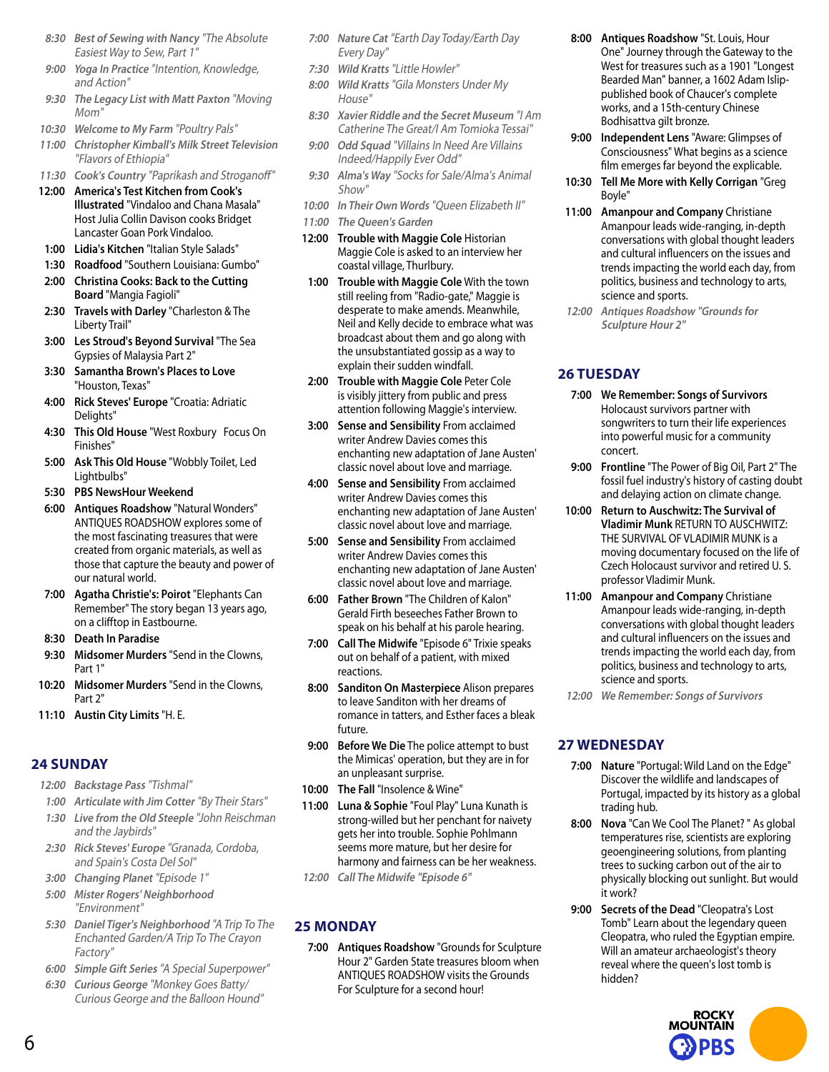*8:30* ***Best of Sewing with Nancy*** *"The Absolute Easiest Way to Sew, Part 1"*

*9:00* ***Yoga In Practice*** *"Intention, Knowledge, and Action"*

*9:30* ***The Legacy List with Matt Paxton*** *"Moving Mom"*

*10:30* ***Welcome to My Farm*** *"Poultry Pals"*

*11:00* ***Christopher Kimball's Milk Street Television*** *"Flavors of Ethiopia"*

*11:30* ***Cook's Country*** *"Paprikash and Stroganoff"*

**12:00** **America's Test Kitchen from Cook's Illustrated** "Vindaloo and Chana Masala" Host Julia Collin Davison cooks Bridget Lancaster Goan Pork Vindaloo.

**1:00** **Lidia's Kitchen** "Italian Style Salads"

**1:30** **Roadfood** "Southern Louisiana: Gumbo"

**2:00** **Christina Cooks: Back to the Cutting Board** "Mangia Fagioli"

**2:30** **Travels with Darley** "Charleston & The Liberty Trail"

**3:00** **Les Stroud's Beyond Survival** "The Sea Gypsies of Malaysia Part 2"

**3:30** **Samantha Brown's Places to Love** "Houston, Texas"

**4:00** **Rick Steves' Europe** "Croatia: Adriatic Delights"

**4:30** **This Old House** "West Roxbury Focus On Finishes"

**5:00** **Ask This Old House** "Wobbly Toilet, Led Lightbulbs"

**5:30** **PBS NewsHour Weekend**

**6:00** **Antiques Roadshow** "Natural Wonders" ANTIQUES ROADSHOW explores some of the most fascinating treasures that were created from organic materials, as well as those that capture the beauty and power of our natural world.

**7:00** **Agatha Christie's: Poirot** "Elephants Can Remember" The story began 13 years ago, on a clifftop in Eastbourne.

**8:30** **Death In Paradise**

**9:30** **Midsomer Murders** "Send in the Clowns, Part 1"

**10:20** **Midsomer Murders** "Send in the Clowns, Part 2"

**11:10** **Austin City Limits** "H. E.

## 24 SUNDAY

*12:00* ***Backstage Pass*** *"Tishmal"*

*1:00* ***Articulate with Jim Cotter*** *"By Their Stars"*

*1:30* ***Live from the Old Steeple*** *"John Reischman and the Jaybirds"*

*2:30* ***Rick Steves' Europe*** *"Granada, Cordoba, and Spain's Costa Del Sol"*

*3:00* ***Changing Planet*** *"Episode 1"*

*5:00* ***Mister Rogers' Neighborhood*** *"Environment"*

*5:30* ***Daniel Tiger's Neighborhood*** *"A Trip To The Enchanted Garden/A Trip To The Crayon Factory"*

*6:00* ***Simple Gift Series*** *"A Special Superpower"*

*6:30* ***Curious George*** *"Monkey Goes Batty/ Curious George and the Balloon Hound"*

*7:00* ***Nature Cat*** *"Earth Day Today/Earth Day Every Day"*

*7:30* ***Wild Kratts*** *"Little Howler"*

*8:00* ***Wild Kratts*** *"Gila Monsters Under My House"*

*8:30* ***Xavier Riddle and the Secret Museum*** *"I Am Catherine The Great/I Am Tomioka Tessai"*

*9:00* ***Odd Squad*** *"Villains In Need Are Villains Indeed/Happily Ever Odd"*

*9:30* ***Alma's Way*** *"Socks for Sale/Alma's Animal Show"*

*10:00* ***In Their Own Words*** *"Queen Elizabeth II"*

*11:00* ***The Queen's Garden***

**12:00** **Trouble with Maggie Cole** Historian Maggie Cole is asked to an interview her coastal village, Thurlbury.

**1:00** **Trouble with Maggie Cole** With the town still reeling from "Radio-gate," Maggie is desperate to make amends. Meanwhile, Neil and Kelly decide to embrace what was broadcast about them and go along with the unsubstantiated gossip as a way to explain their sudden windfall.

**2:00** **Trouble with Maggie Cole** Peter Cole is visibly jittery from public and press attention following Maggie's interview.

**3:00** **Sense and Sensibility** From acclaimed writer Andrew Davies comes this enchanting new adaptation of Jane Austen' classic novel about love and marriage.

**4:00** **Sense and Sensibility** From acclaimed writer Andrew Davies comes this enchanting new adaptation of Jane Austen' classic novel about love and marriage.

**5:00** **Sense and Sensibility** From acclaimed writer Andrew Davies comes this enchanting new adaptation of Jane Austen' classic novel about love and marriage.

**6:00** **Father Brown** "The Children of Kalon" Gerald Firth beseeches Father Brown to speak on his behalf at his parole hearing.

**7:00** **Call The Midwife** "Episode 6" Trixie speaks out on behalf of a patient, with mixed reactions.

**8:00** **Sanditon On Masterpiece** Alison prepares to leave Sanditon with her dreams of romance in tatters, and Esther faces a bleak future.

**9:00** **Before We Die** The police attempt to bust the Mimicas' operation, but they are in for an unpleasant surprise.

**10:00** **The Fall** "Insolence & Wine"

**11:00** **Luna & Sophie** "Foul Play" Luna Kunath is strong-willed but her penchant for naivety gets her into trouble. Sophie Pohlmann seems more mature, but her desire for harmony and fairness can be her weakness.

*12:00* ***Call The Midwife*** *"Episode 6"*

## 25 MONDAY

**7:00** **Antiques Roadshow** "Grounds for Sculpture Hour 2" Garden State treasures bloom when ANTIQUES ROADSHOW visits the Grounds For Sculpture for a second hour!

**8:00** **Antiques Roadshow** "St. Louis, Hour One" Journey through the Gateway to the West for treasures such as a 1901 "Longest Bearded Man" banner, a 1602 Adam Islip-published book of Chaucer's complete works, and a 15th-century Chinese Bodhisattva gilt bronze.

**9:00** **Independent Lens** "Aware: Glimpses of Consciousness" What begins as a science film emerges far beyond the explicable.

**10:30** **Tell Me More with Kelly Corrigan** "Greg Boyle"

**11:00** **Amanpour and Company** Christiane Amanpour leads wide-ranging, in-depth conversations with global thought leaders and cultural influencers on the issues and trends impacting the world each day, from politics, business and technology to arts, science and sports.

*12:00* ***Antiques Roadshow*** *"Grounds for Sculpture Hour 2"*

## 26 TUESDAY

**7:00** **We Remember: Songs of Survivors** Holocaust survivors partner with songwriters to turn their life experiences into powerful music for a community concert.

**9:00** **Frontline** "The Power of Big Oil, Part 2" The fossil fuel industry's history of casting doubt and delaying action on climate change.

**10:00** **Return to Auschwitz: The Survival of Vladimir Munk** RETURN TO AUSCHWITZ: THE SURVIVAL OF VLADIMIR MUNK is a moving documentary focused on the life of Czech Holocaust survivor and retired U. S. professor Vladimir Munk.

**11:00** **Amanpour and Company** Christiane Amanpour leads wide-ranging, in-depth conversations with global thought leaders and cultural influencers on the issues and trends impacting the world each day, from politics, business and technology to arts, science and sports.

*12:00* ***We Remember: Songs of Survivors***

## 27 WEDNESDAY

**7:00** **Nature** "Portugal: Wild Land on the Edge" Discover the wildlife and landscapes of Portugal, impacted by its history as a global trading hub.

**8:00** **Nova** "Can We Cool The Planet? " As global temperatures rise, scientists are exploring geoengineering solutions, from planting trees to sucking carbon out of the air to physically blocking out sunlight. But would it work?

**9:00** **Secrets of the Dead** "Cleopatra's Lost Tomb" Learn about the legendary queen Cleopatra, who ruled the Egyptian empire. Will an amateur archaeologist's theory reveal where the queen's lost tomb is hidden?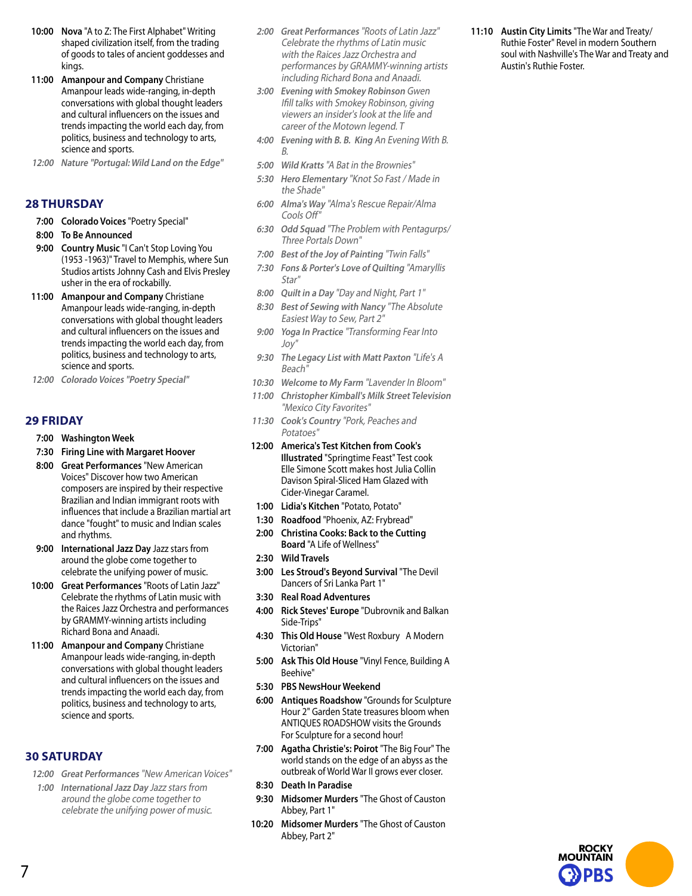**10:00** **Nova** "A to Z: The First Alphabet" Writing shaped civilization itself, from the trading of goods to tales of ancient goddesses and kings.

**11:00** **Amanpour and Company** Christiane Amanpour leads wide-ranging, in-depth conversations with global thought leaders and cultural influencers on the issues and trends impacting the world each day, from politics, business and technology to arts, science and sports.

*12:00* ***Nature "Portugal: Wild Land on the Edge"***

## 28 THURSDAY

**7:00** **Colorado Voices** "Poetry Special"

**8:00** **To Be Announced**

**9:00** **Country Music** "I Can't Stop Loving You (1953 -1963)" Travel to Memphis, where Sun Studios artists Johnny Cash and Elvis Presley usher in the era of rockabilly.

**11:00** **Amanpour and Company** Christiane Amanpour leads wide-ranging, in-depth conversations with global thought leaders and cultural influencers on the issues and trends impacting the world each day, from politics, business and technology to arts, science and sports.

*12:00* ***Colorado Voices "Poetry Special"***

## 29 FRIDAY

**7:00** **Washington Week**

**7:30** **Firing Line with Margaret Hoover**

**8:00** **Great Performances** "New American Voices" Discover how two American composers are inspired by their respective Brazilian and Indian immigrant roots with influences that include a Brazilian martial art dance "fought" to music and Indian scales and rhythms.

**9:00** **International Jazz Day** Jazz stars from around the globe come together to celebrate the unifying power of music.

**10:00** **Great Performances** "Roots of Latin Jazz" Celebrate the rhythms of Latin music with the Raices Jazz Orchestra and performances by GRAMMY-winning artists including Richard Bona and Anaadi.

**11:00** **Amanpour and Company** Christiane Amanpour leads wide-ranging, in-depth conversations with global thought leaders and cultural influencers on the issues and trends impacting the world each day, from politics, business and technology to arts, science and sports.

## 30 SATURDAY

*12:00* ***Great Performances*** *"New American Voices"*

*1:00* ***International Jazz Day*** *Jazz stars from around the globe come together to celebrate the unifying power of music.*

*2:00* ***Great Performances*** *"Roots of Latin Jazz" Celebrate the rhythms of Latin music with the Raices Jazz Orchestra and performances by GRAMMY-winning artists including Richard Bona and Anaadi.*

*3:00* ***Evening with Smokey Robinson*** *Gwen Ifill talks with Smokey Robinson, giving viewers an insider's look at the life and career of the Motown legend. T*

*4:00* ***Evening with B. B. King*** *An Evening With B. B.*

*5:00* ***Wild Kratts*** *"A Bat in the Brownies"*

*5:30* ***Hero Elementary*** *"Knot So Fast / Made in the Shade"*

*6:00* ***Alma's Way*** *"Alma's Rescue Repair/Alma Cools Off"*

*6:30* ***Odd Squad*** *"The Problem with Pentagurps/ Three Portals Down"*

*7:00* ***Best of the Joy of Painting*** *"Twin Falls"*

*7:30* ***Fons & Porter's Love of Quilting*** *"Amaryllis Star"*

*8:00* ***Quilt in a Day*** *"Day and Night, Part 1"*

*8:30* ***Best of Sewing with Nancy*** *"The Absolute Easiest Way to Sew, Part 2"*

*9:00* ***Yoga In Practice*** *"Transforming Fear Into Joy"*

*9:30* ***The Legacy List with Matt Paxton*** *"Life's A Beach"*

*10:30* ***Welcome to My Farm*** *"Lavender In Bloom"*

*11:00* ***Christopher Kimball's Milk Street Television*** *"Mexico City Favorites"*

*11:30* ***Cook's Country*** *"Pork, Peaches and Potatoes"*

**12:00** **America's Test Kitchen from Cook's Illustrated** "Springtime Feast" Test cook Elle Simone Scott makes host Julia Collin Davison Spiral-Sliced Ham Glazed with Cider-Vinegar Caramel.

**1:00** **Lidia's Kitchen** "Potato, Potato"

**1:30** **Roadfood** "Phoenix, AZ: Frybread"

**2:00** **Christina Cooks: Back to the Cutting Board** "A Life of Wellness"

**2:30** **Wild Travels**

**3:00** **Les Stroud's Beyond Survival** "The Devil Dancers of Sri Lanka Part 1"

**3:30** **Real Road Adventures**

**4:00** **Rick Steves' Europe** "Dubrovnik and Balkan Side-Trips"

**4:30** **This Old House** "West Roxbury A Modern Victorian"

**5:00** **Ask This Old House** "Vinyl Fence, Building A Beehive"

**5:30** **PBS NewsHour Weekend**

**6:00** **Antiques Roadshow** "Grounds for Sculpture Hour 2" Garden State treasures bloom when ANTIQUES ROADSHOW visits the Grounds For Sculpture for a second hour!

**7:00** **Agatha Christie's: Poirot** "The Big Four" The world stands on the edge of an abyss as the outbreak of World War II grows ever closer.

**8:30** **Death In Paradise**

**9:30** **Midsomer Murders** "The Ghost of Causton Abbey, Part 1"

**10:20** **Midsomer Murders** "The Ghost of Causton Abbey, Part 2"

**11:10** **Austin City Limits** "The War and Treaty/ Ruthie Foster" Revel in modern Southern soul with Nashville's The War and Treaty and Austin's Ruthie Foster.

ROCKY MOUNTAIN PBS